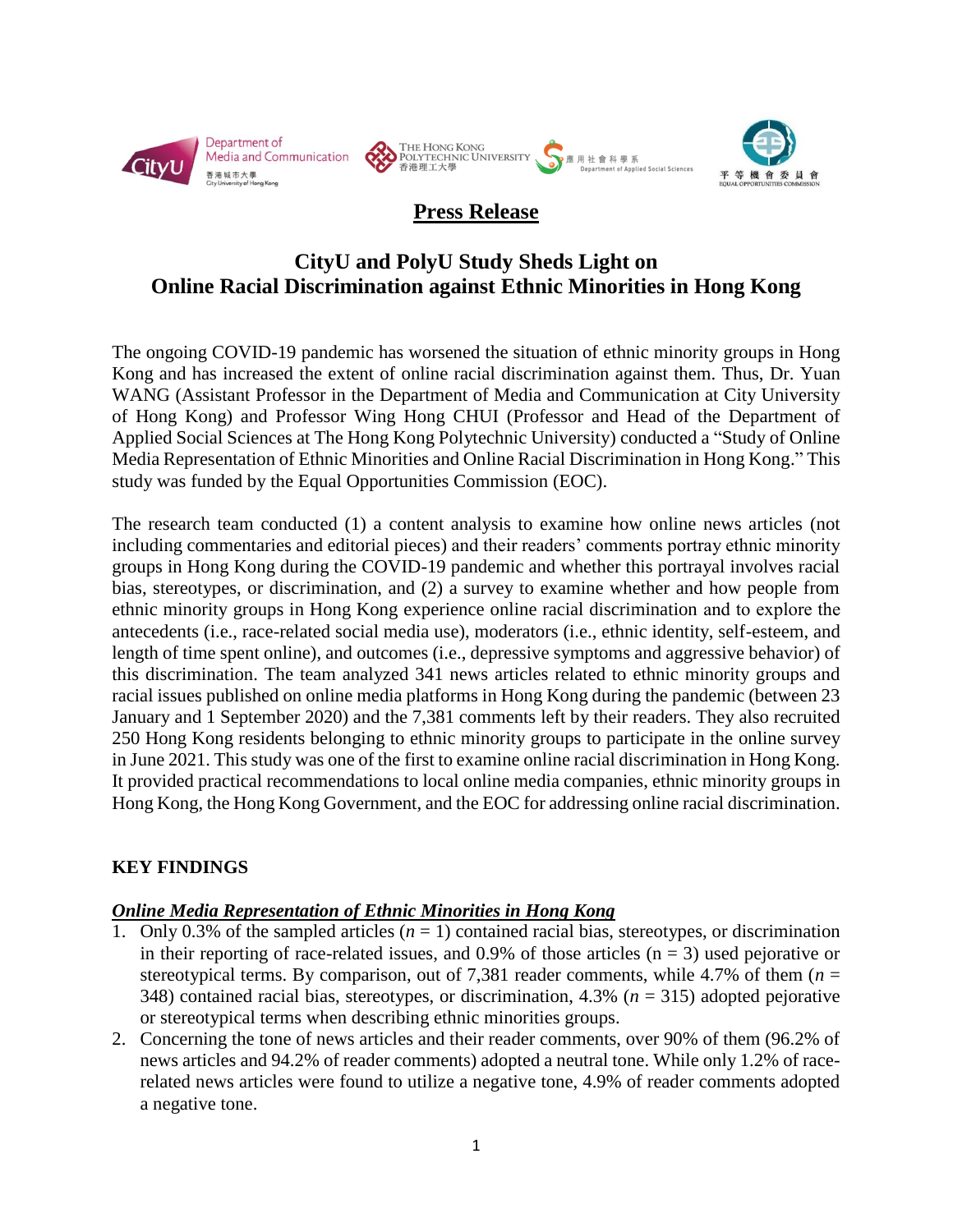**Press Release**

# CityU and PolyU Study Sheds Light on Online Racial Discrimination against Ethnic Minorities in Hong Kong

The ongoing COVID-19 pandemic has worsened the situation of ethnic minority groups in Hong Kong and has increased the extent of online racial discrimination against them. Thus, Dr. Yuan WANG (Assistant Professor in the Department of Media and Communication at City University of Hong Kong) and Professor Wing Hong CHUI (Professor and Head of the Department of Applied Social Sciences at The Hong Kong Polytechnic University) conducted a "Study of Online Media Representation of Ethnic Minorities and Online Racial Discrimination in Hong Kong." This study was funded by the Equal Opportunities Commission (EOC).

The research team conducted (1) a content analysis to examine how online news articles (not including commentaries and editorial pieces) and their readers' comments portray ethnic minority groups in Hong Kong during the COVID-19 pandemic and whether this portrayal involves racial bias, stereotypes, or discrimination, and (2) a survey to examine whether and how people from ethnic minority groups in Hong Kong experience online racial discrimination and to explore the antecedents (i.e., race-related social media use), moderators (i.e., ethnic identity, self-esteem, and length of time spent online), and outcomes (i.e., depressive symptoms and aggressive behavior) of this discrimination. The team analyzed 341 news articles related to ethnic minority groups and racial issues published on online media platforms in Hong Kong during the pandemic (between 23 January and 1 September 2020) and the 7,381 comments left by their readers. They also recruited 250 Hong Kong residents belonging to ethnic minority groups to participate in the online survey in June 2021. This study was one of the first to examine online racial discrimination in Hong Kong. It provided practical recommendations to local online media companies, ethnic minority groups in Hong Kong, the Hong Kong Government, and the EOC for addressing online racial discrimination.

## KEY FINDINGS

### ***Online Media Representation of Ethnic Minorities in Hong Kong***

1. Only 0.3% of the sampled articles ($n$ = 1) contained racial bias, stereotypes, or discrimination in their reporting of race-related issues, and 0.9% of those articles (n = 3) used pejorative or stereotypical terms. By comparison, out of 7,381 reader comments, while 4.7% of them ($n$ = 348) contained racial bias, stereotypes, or discrimination, 4.3% ($n$ = 315) adopted pejorative or stereotypical terms when describing ethnic minorities groups.
2. Concerning the tone of news articles and their reader comments, over 90% of them (96.2% of news articles and 94.2% of reader comments) adopted a neutral tone. While only 1.2% of race-related news articles were found to utilize a negative tone, 4.9% of reader comments adopted a negative tone.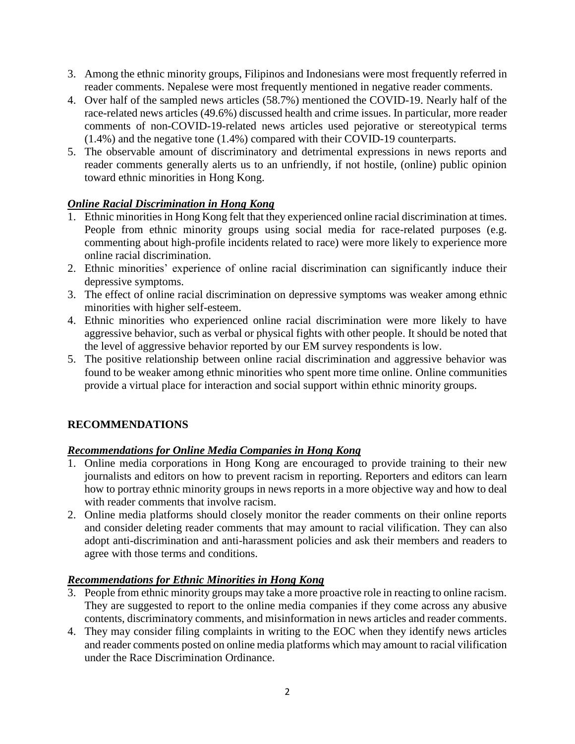3. Among the ethnic minority groups, Filipinos and Indonesians were most frequently referred in reader comments. Nepalese were most frequently mentioned in negative reader comments.
4. Over half of the sampled news articles (58.7%) mentioned the COVID-19. Nearly half of the race-related news articles (49.6%) discussed health and crime issues. In particular, more reader comments of non-COVID-19-related news articles used pejorative or stereotypical terms (1.4%) and the negative tone (1.4%) compared with their COVID-19 counterparts.
5. The observable amount of discriminatory and detrimental expressions in news reports and reader comments generally alerts us to an unfriendly, if not hostile, (online) public opinion toward ethnic minorities in Hong Kong.

***Online Racial Discrimination in Hong Kong***

1. Ethnic minorities in Hong Kong felt that they experienced online racial discrimination at times. People from ethnic minority groups using social media for race-related purposes (e.g. commenting about high-profile incidents related to race) were more likely to experience more online racial discrimination.
2. Ethnic minorities' experience of online racial discrimination can significantly induce their depressive symptoms.
3. The effect of online racial discrimination on depressive symptoms was weaker among ethnic minorities with higher self-esteem.
4. Ethnic minorities who experienced online racial discrimination were more likely to have aggressive behavior, such as verbal or physical fights with other people. It should be noted that the level of aggressive behavior reported by our EM survey respondents is low.
5. The positive relationship between online racial discrimination and aggressive behavior was found to be weaker among ethnic minorities who spent more time online. Online communities provide a virtual place for interaction and social support within ethnic minority groups.

## RECOMMENDATIONS

***Recommendations for Online Media Companies in Hong Kong***

1. Online media corporations in Hong Kong are encouraged to provide training to their new journalists and editors on how to prevent racism in reporting. Reporters and editors can learn how to portray ethnic minority groups in news reports in a more objective way and how to deal with reader comments that involve racism.
2. Online media platforms should closely monitor the reader comments on their online reports and consider deleting reader comments that may amount to racial vilification. They can also adopt anti-discrimination and anti-harassment policies and ask their members and readers to agree with those terms and conditions.

***Recommendations for Ethnic Minorities in Hong Kong***

3. People from ethnic minority groups may take a more proactive role in reacting to online racism. They are suggested to report to the online media companies if they come across any abusive contents, discriminatory comments, and misinformation in news articles and reader comments.
4. They may consider filing complaints in writing to the EOC when they identify news articles and reader comments posted on online media platforms which may amount to racial vilification under the Race Discrimination Ordinance.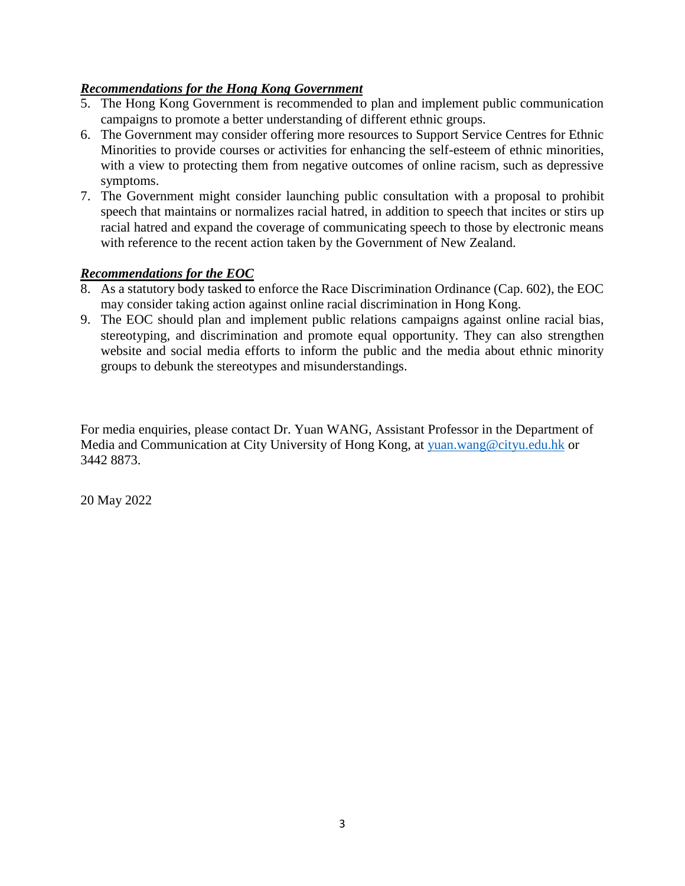***Recommendations for the Hong Kong Government***

5. The Hong Kong Government is recommended to plan and implement public communication campaigns to promote a better understanding of different ethnic groups.
6. The Government may consider offering more resources to Support Service Centres for Ethnic Minorities to provide courses or activities for enhancing the self-esteem of ethnic minorities, with a view to protecting them from negative outcomes of online racism, such as depressive symptoms.
7. The Government might consider launching public consultation with a proposal to prohibit speech that maintains or normalizes racial hatred, in addition to speech that incites or stirs up racial hatred and expand the coverage of communicating speech to those by electronic means with reference to the recent action taken by the Government of New Zealand.

***Recommendations for the EOC***

8. As a statutory body tasked to enforce the Race Discrimination Ordinance (Cap. 602), the EOC may consider taking action against online racial discrimination in Hong Kong.
9. The EOC should plan and implement public relations campaigns against online racial bias, stereotyping, and discrimination and promote equal opportunity. They can also strengthen website and social media efforts to inform the public and the media about ethnic minority groups to debunk the stereotypes and misunderstandings.

For media enquiries, please contact Dr. Yuan WANG, Assistant Professor in the Department of Media and Communication at City University of Hong Kong, at yuan.wang@cityu.edu.hk or 3442 8873.

20 May 2022